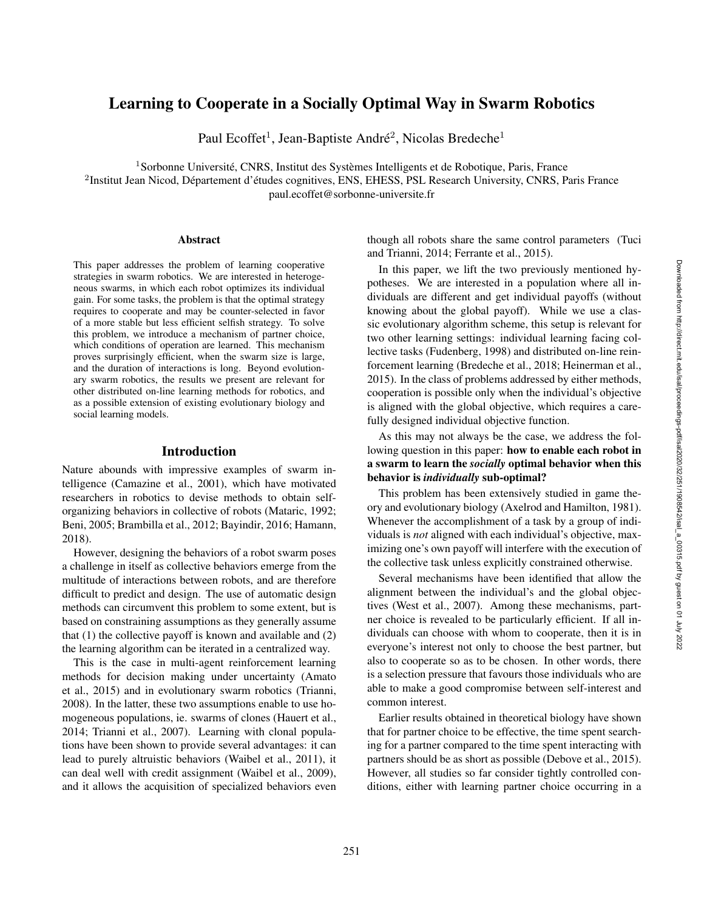# Learning to Cooperate in a Socially Optimal Way in Swarm Robotics

Paul Ecoffet[1], Jean-Baptiste André[2], Nicolas Bredeche[1]

[1]Sorbonne Université, CNRS, Institut des Systèmes Intelligents et de Robotique, Paris, France
[2]Institut Jean Nicod, Département d'études cognitives, ENS, EHESS, PSL Research University, CNRS, Paris France
paul.ecoffet@sorbonne-universite.fr

## Abstract

This paper addresses the problem of learning cooperative strategies in swarm robotics. We are interested in heterogeneous swarms, in which each robot optimizes its individual gain. For some tasks, the problem is that the optimal strategy requires to cooperate and may be counter-selected in favor of a more stable but less efficient selfish strategy. To solve this problem, we introduce a mechanism of partner choice, which conditions of operation are learned. This mechanism proves surprisingly efficient, when the swarm size is large, and the duration of interactions is long. Beyond evolutionary swarm robotics, the results we present are relevant for other distributed on-line learning methods for robotics, and as a possible extension of existing evolutionary biology and social learning models.

## Introduction

Nature abounds with impressive examples of swarm intelligence (Camazine et al., 2001), which have motivated researchers in robotics to devise methods to obtain self-organizing behaviors in collective of robots (Mataric, 1992; Beni, 2005; Brambilla et al., 2012; Bayindir, 2016; Hamann, 2018).

However, designing the behaviors of a robot swarm poses a challenge in itself as collective behaviors emerge from the multitude of interactions between robots, and are therefore difficult to predict and design. The use of automatic design methods can circumvent this problem to some extent, but is based on constraining assumptions as they generally assume that (1) the collective payoff is known and available and (2) the learning algorithm can be iterated in a centralized way.

This is the case in multi-agent reinforcement learning methods for decision making under uncertainty (Amato et al., 2015) and in evolutionary swarm robotics (Trianni, 2008). In the latter, these two assumptions enable to use homogeneous populations, ie. swarms of clones (Hauert et al., 2014; Trianni et al., 2007). Learning with clonal populations have been shown to provide several advantages: it can lead to purely altruistic behaviors (Waibel et al., 2011), it can deal well with credit assignment (Waibel et al., 2009), and it allows the acquisition of specialized behaviors even though all robots share the same control parameters (Tuci and Trianni, 2014; Ferrante et al., 2015).

In this paper, we lift the two previously mentioned hypotheses. We are interested in a population where all individuals are different and get individual payoffs (without knowing about the global payoff). While we use a classic evolutionary algorithm scheme, this setup is relevant for two other learning settings: individual learning facing collective tasks (Fudenberg, 1998) and distributed on-line reinforcement learning (Bredeche et al., 2018; Heinerman et al., 2015). In the class of problems addressed by either methods, cooperation is possible only when the individual's objective is aligned with the global objective, which requires a carefully designed individual objective function.

As this may not always be the case, we address the following question in this paper: **how to enable each robot in a swarm to learn the *socially* optimal behavior when this behavior is *individually* sub-optimal?**

This problem has been extensively studied in game theory and evolutionary biology (Axelrod and Hamilton, 1981). Whenever the accomplishment of a task by a group of individuals is *not* aligned with each individual's objective, maximizing one's own payoff will interfere with the execution of the collective task unless explicitly constrained otherwise.

Several mechanisms have been identified that allow the alignment between the individual's and the global objectives (West et al., 2007). Among these mechanisms, partner choice is revealed to be particularly efficient. If all individuals can choose with whom to cooperate, then it is in everyone's interest not only to choose the best partner, but also to cooperate so as to be chosen. In other words, there is a selection pressure that favours those individuals who are able to make a good compromise between self-interest and common interest.

Earlier results obtained in theoretical biology have shown that for partner choice to be effective, the time spent searching for a partner compared to the time spent interacting with partners should be as short as possible (Debove et al., 2015). However, all studies so far consider tightly controlled conditions, either with learning partner choice occurring in a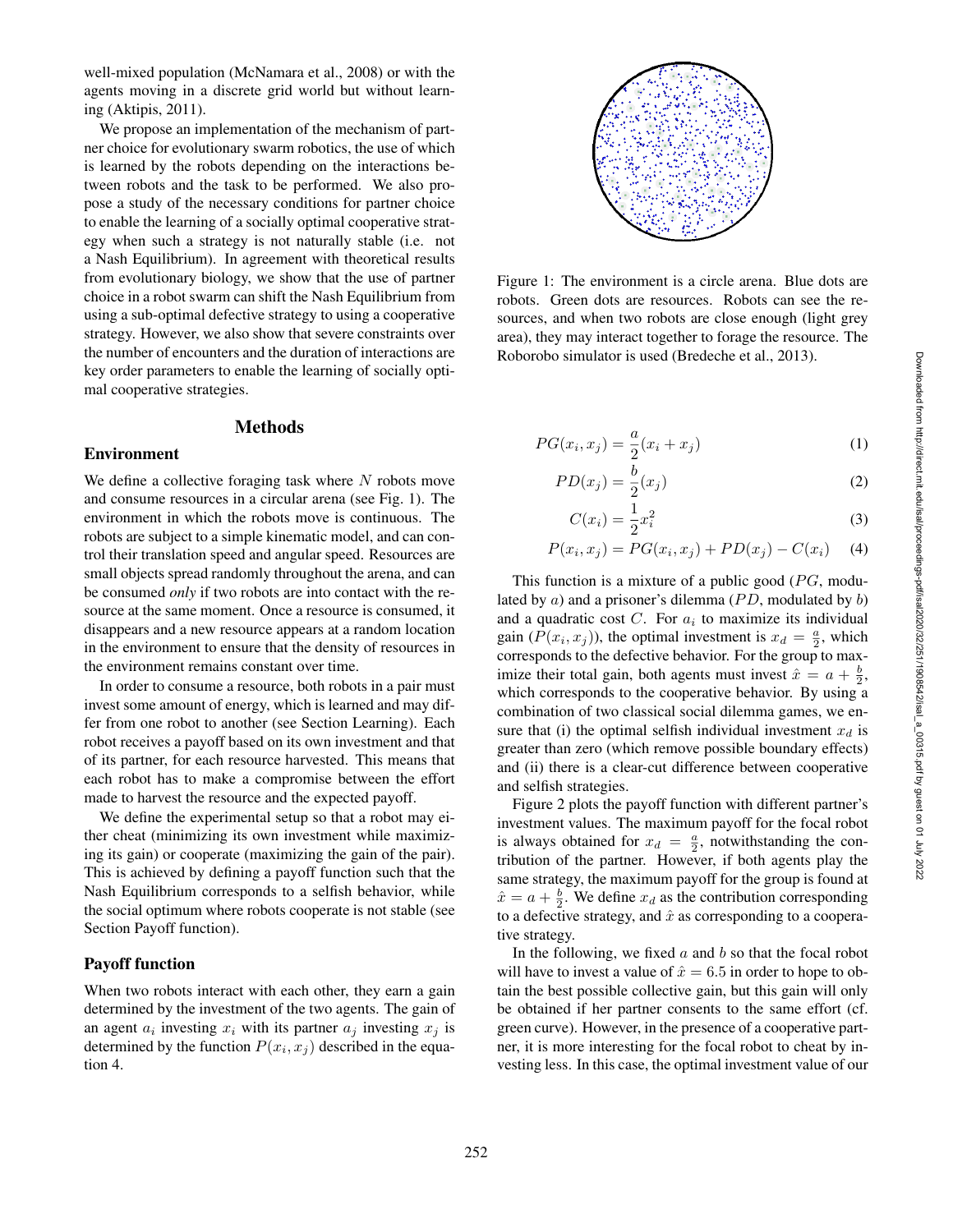well-mixed population (McNamara et al., 2008) or with the agents moving in a discrete grid world but without learning (Aktipis, 2011).

We propose an implementation of the mechanism of partner choice for evolutionary swarm robotics, the use of which is learned by the robots depending on the interactions between robots and the task to be performed. We also propose a study of the necessary conditions for partner choice to enable the learning of a socially optimal cooperative strategy when such a strategy is not naturally stable (i.e. not a Nash Equilibrium). In agreement with theoretical results from evolutionary biology, we show that the use of partner choice in a robot swarm can shift the Nash Equilibrium from using a sub-optimal defective strategy to using a cooperative strategy. However, we also show that severe constraints over the number of encounters and the duration of interactions are key order parameters to enable the learning of socially optimal cooperative strategies.

## Methods

### Environment

We define a collective foraging task where $N$ robots move and consume resources in a circular arena (see Fig. 1). The environment in which the robots move is continuous. The robots are subject to a simple kinematic model, and can control their translation speed and angular speed. Resources are small objects spread randomly throughout the arena, and can be consumed *only* if two robots are into contact with the resource at the same moment. Once a resource is consumed, it disappears and a new resource appears at a random location in the environment to ensure that the density of resources in the environment remains constant over time.

In order to consume a resource, both robots in a pair must invest some amount of energy, which is learned and may differ from one robot to another (see Section Learning). Each robot receives a payoff based on its own investment and that of its partner, for each resource harvested. This means that each robot has to make a compromise between the effort made to harvest the resource and the expected payoff.

We define the experimental setup so that a robot may either cheat (minimizing its own investment while maximizing its gain) or cooperate (maximizing the gain of the pair). This is achieved by defining a payoff function such that the Nash Equilibrium corresponds to a selfish behavior, while the social optimum where robots cooperate is not stable (see Section Payoff function).

### Payoff function

When two robots interact with each other, they earn a gain determined by the investment of the two agents. The gain of an agent $a_i$ investing $x_i$ with its partner $a_j$ investing $x_j$ is determined by the function $P(x_i, x_j)$ described in the equation 4.

Figure 1: The environment is a circle arena. Blue dots are robots. Green dots are resources. Robots can see the resources, and when two robots are close enough (light grey area), they may interact together to forage the resource. The Roborobo simulator is used (Bredeche et al., 2013).

$$PG(x_i, x_j) = \frac{a}{2}(x_i + x_j) \tag{1}$$

$$PD(x_j) = \frac{b}{2}(x_j) \tag{2}$$

$$C(x_i) = \frac{1}{2}x_i^2 \tag{3}$$

$$P(x_i, x_j) = PG(x_i, x_j) + PD(x_j) - C(x_i) \tag{4}$$

This function is a mixture of a public good ($PG$, modulated by $a$) and a prisoner's dilemma ($PD$, modulated by $b$) and a quadratic cost $C$. For $a_i$ to maximize its individual gain ($P(x_i, x_j)$), the optimal investment is $x_d = \frac{a}{2}$, which corresponds to the defective behavior. For the group to maximize their total gain, both agents must invest $\hat{x} = a + \frac{b}{2}$, which corresponds to the cooperative behavior. By using a combination of two classical social dilemma games, we ensure that (i) the optimal selfish individual investment $x_d$ is greater than zero (which remove possible boundary effects) and (ii) there is a clear-cut difference between cooperative and selfish strategies.

Figure 2 plots the payoff function with different partner's investment values. The maximum payoff for the focal robot is always obtained for $x_d = \frac{a}{2}$, notwithstanding the contribution of the partner. However, if both agents play the same strategy, the maximum payoff for the group is found at $\hat{x} = a + \frac{b}{2}$. We define $x_d$ as the contribution corresponding to a defective strategy, and $\hat{x}$ as corresponding to a cooperative strategy.

In the following, we fixed $a$ and $b$ so that the focal robot will have to invest a value of $\hat{x} = 6.5$ in order to hope to obtain the best possible collective gain, but this gain will only be obtained if her partner consents to the same effort (cf. green curve). However, in the presence of a cooperative partner, it is more interesting for the focal robot to cheat by investing less. In this case, the optimal investment value of our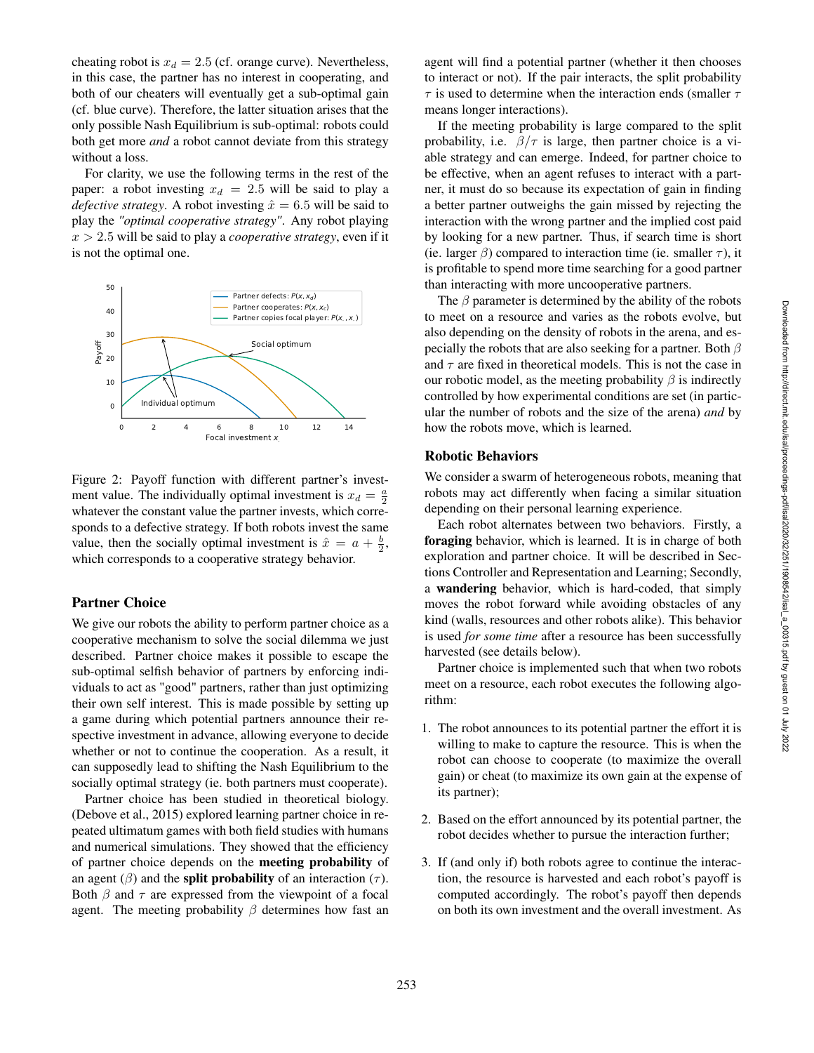cheating robot is $x_d = 2.5$ (cf. orange curve). Nevertheless, in this case, the partner has no interest in cooperating, and both of our cheaters will eventually get a sub-optimal gain (cf. blue curve). Therefore, the latter situation arises that the only possible Nash Equilibrium is sub-optimal: robots could both get more *and* a robot cannot deviate from this strategy without a loss.

For clarity, we use the following terms in the rest of the paper: a robot investing $x_d = 2.5$ will be said to play a *defective strategy*. A robot investing $\hat{x} = 6.5$ will be said to play the *"optimal cooperative strategy"*. Any robot playing $x > 2.5$ will be said to play a *cooperative strategy*, even if it is not the optimal one.

Figure 2: Payoff function with different partner's investment value. The individually optimal investment is $x_d = \frac{a}{2}$ whatever the constant value the partner invests, which corresponds to a defective strategy. If both robots invest the same value, then the socially optimal investment is $\hat{x} = a + \frac{b}{2}$, which corresponds to a cooperative strategy behavior.

## Partner Choice

We give our robots the ability to perform partner choice as a cooperative mechanism to solve the social dilemma we just described. Partner choice makes it possible to escape the sub-optimal selfish behavior of partners by enforcing individuals to act as "good" partners, rather than just optimizing their own self interest. This is made possible by setting up a game during which potential partners announce their respective investment in advance, allowing everyone to decide whether or not to continue the cooperation. As a result, it can supposedly lead to shifting the Nash Equilibrium to the socially optimal strategy (ie. both partners must cooperate).

Partner choice has been studied in theoretical biology. (Debove et al., 2015) explored learning partner choice in repeated ultimatum games with both field studies with humans and numerical simulations. They showed that the efficiency of partner choice depends on the **meeting probability** of an agent ($\beta$) and the **split probability** of an interaction ($\tau$). Both $\beta$ and $\tau$ are expressed from the viewpoint of a focal agent. The meeting probability $\beta$ determines how fast an agent will find a potential partner (whether it then chooses to interact or not). If the pair interacts, the split probability $\tau$ is used to determine when the interaction ends (smaller $\tau$ means longer interactions).

If the meeting probability is large compared to the split probability, i.e. $\beta/\tau$ is large, then partner choice is a viable strategy and can emerge. Indeed, for partner choice to be effective, when an agent refuses to interact with a partner, it must do so because its expectation of gain in finding a better partner outweighs the gain missed by rejecting the interaction with the wrong partner and the implied cost paid by looking for a new partner. Thus, if search time is short (ie. larger $\beta$) compared to interaction time (ie. smaller $\tau$), it is profitable to spend more time searching for a good partner than interacting with more uncooperative partners.

The $\beta$ parameter is determined by the ability of the robots to meet on a resource and varies as the robots evolve, but also depending on the density of robots in the arena, and especially the robots that are also seeking for a partner. Both $\beta$ and $\tau$ are fixed in theoretical models. This is not the case in our robotic model, as the meeting probability $\beta$ is indirectly controlled by how experimental conditions are set (in particular the number of robots and the size of the arena) *and* by how the robots move, which is learned.

## Robotic Behaviors

We consider a swarm of heterogeneous robots, meaning that robots may act differently when facing a similar situation depending on their personal learning experience.

Each robot alternates between two behaviors. Firstly, a **foraging** behavior, which is learned. It is in charge of both exploration and partner choice. It will be described in Sections Controller and Representation and Learning; Secondly, a **wandering** behavior, which is hard-coded, that simply moves the robot forward while avoiding obstacles of any kind (walls, resources and other robots alike). This behavior is used *for some time* after a resource has been successfully harvested (see details below).

Partner choice is implemented such that when two robots meet on a resource, each robot executes the following algorithm:

1. The robot announces to its potential partner the effort it is willing to make to capture the resource. This is when the robot can choose to cooperate (to maximize the overall gain) or cheat (to maximize its own gain at the expense of its partner);
2. Based on the effort announced by its potential partner, the robot decides whether to pursue the interaction further;
3. If (and only if) both robots agree to continue the interaction, the resource is harvested and each robot's payoff is computed accordingly. The robot's payoff then depends on both its own investment and the overall investment. As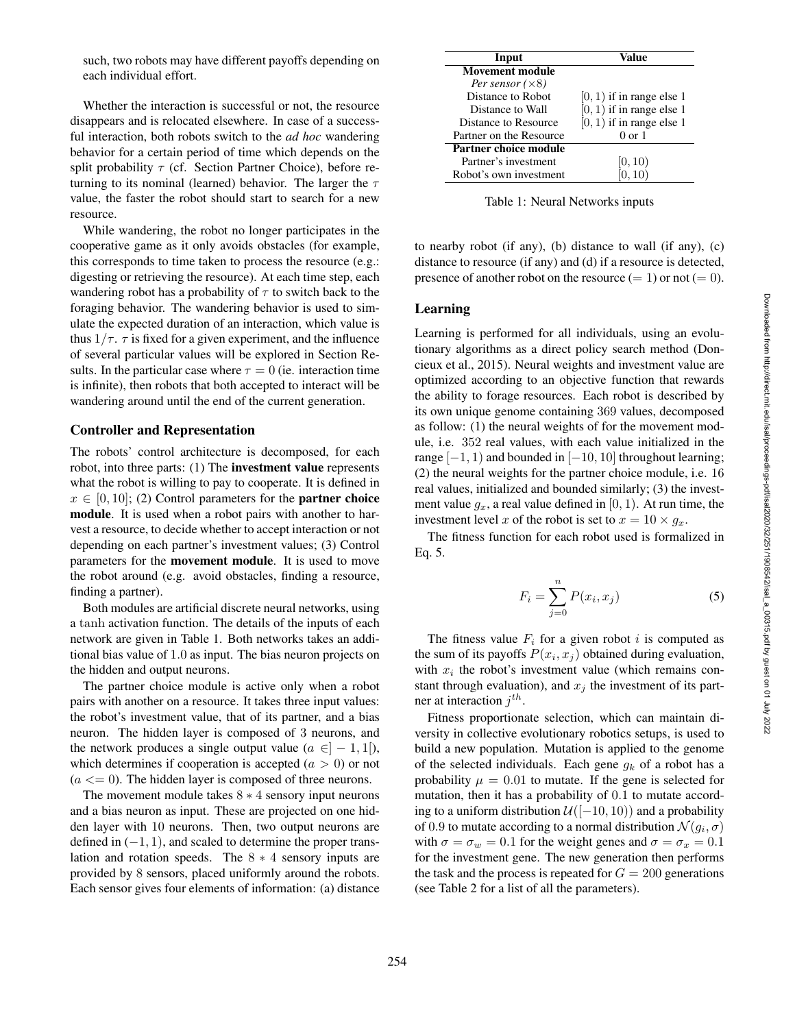such, two robots may have different payoffs depending on each individual effort.

Whether the interaction is successful or not, the resource disappears and is relocated elsewhere. In case of a successful interaction, both robots switch to the *ad hoc* wandering behavior for a certain period of time which depends on the split probability $\tau$ (cf. Section Partner Choice), before returning to its nominal (learned) behavior. The larger the $\tau$ value, the faster the robot should start to search for a new resource.

While wandering, the robot no longer participates in the cooperative game as it only avoids obstacles (for example, this corresponds to time taken to process the resource (e.g.: digesting or retrieving the resource). At each time step, each wandering robot has a probability of $\tau$ to switch back to the foraging behavior. The wandering behavior is used to simulate the expected duration of an interaction, which value is thus $1/\tau$. $\tau$ is fixed for a given experiment, and the influence of several particular values will be explored in Section Results. In the particular case where $\tau = 0$ (ie. interaction time is infinite), then robots that both accepted to interact will be wandering around until the end of the current generation.

### Controller and Representation

The robots' control architecture is decomposed, for each robot, into three parts: (1) The **investment value** represents what the robot is willing to pay to cooperate. It is defined in $x \in [0, 10]$; (2) Control parameters for the **partner choice module**. It is used when a robot pairs with another to harvest a resource, to decide whether to accept interaction or not depending on each partner's investment values; (3) Control parameters for the **movement module**. It is used to move the robot around (e.g. avoid obstacles, finding a resource, finding a partner).

Both modules are artificial discrete neural networks, using a tanh activation function. The details of the inputs of each network are given in Table 1. Both networks takes an additional bias value of 1.0 as input. The bias neuron projects on the hidden and output neurons.

The partner choice module is active only when a robot pairs with another on a resource. It takes three input values: the robot's investment value, that of its partner, and a bias neuron. The hidden layer is composed of 3 neurons, and the network produces a single output value ($a \in ]-1, 1[$), which determines if cooperation is accepted ($a > 0$) or not ($a <= 0$). The hidden layer is composed of three neurons.

The movement module takes $8 * 4$ sensory input neurons and a bias neuron as input. These are projected on one hidden layer with 10 neurons. Then, two output neurons are defined in $(-1, 1)$, and scaled to determine the proper translation and rotation speeds. The $8 * 4$ sensory inputs are provided by 8 sensors, placed uniformly around the robots. Each sensor gives four elements of information: (a) distance to nearby robot (if any), (b) distance to wall (if any), (c) distance to resource (if any) and (d) if a resource is detected, presence of another robot on the resource ($= 1$) or not ($= 0$).

| Input | Value |
|---|---|
| **Movement module** | |
| *Per sensor (×8)* | |
| Distance to Robot | $[0, 1)$ if in range else 1 |
| Distance to Wall | $[0, 1)$ if in range else 1 |
| Distance to Resource | $[0, 1)$ if in range else 1 |
| Partner on the Resource | 0 or 1 |
| **Partner choice module** | |
| Partner's investment | $[0, 10)$ |
| Robot's own investment | $[0, 10)$ |

Table 1: Neural Networks inputs

### Learning

Learning is performed for all individuals, using an evolutionary algorithms as a direct policy search method (Doncieux et al., 2015). Neural weights and investment value are optimized according to an objective function that rewards the ability to forage resources. Each robot is described by its own unique genome containing 369 values, decomposed as follow: (1) the neural weights of for the movement module, i.e. 352 real values, with each value initialized in the range $[-1, 1)$ and bounded in $[-10, 10]$ throughout learning; (2) the neural weights for the partner choice module, i.e. 16 real values, initialized and bounded similarly; (3) the investment value $g_x$, a real value defined in $[0, 1)$. At run time, the investment level $x$ of the robot is set to $x = 10 \times g_x$.

The fitness function for each robot used is formalized in Eq. 5.

$$F_i = \sum_{j=0}^{n} P(x_i, x_j) \tag{5}$$

The fitness value $F_i$ for a given robot $i$ is computed as the sum of its payoffs $P(x_i, x_j)$ obtained during evaluation, with $x_i$ the robot's investment value (which remains constant through evaluation), and $x_j$ the investment of its partner at interaction $j^{th}$.

Fitness proportionate selection, which can maintain diversity in collective evolutionary robotics setups, is used to build a new population. Mutation is applied to the genome of the selected individuals. Each gene $g_k$ of a robot has a probability $\mu = 0.01$ to mutate. If the gene is selected for mutation, then it has a probability of 0.1 to mutate according to a uniform distribution $\mathcal{U}([-10, 10))$ and a probability of 0.9 to mutate according to a normal distribution $\mathcal{N}(g_i, \sigma)$ with $\sigma = \sigma_w = 0.1$ for the weight genes and $\sigma = \sigma_x = 0.1$ for the investment gene. The new generation then performs the task and the process is repeated for $G = 200$ generations (see Table 2 for a list of all the parameters).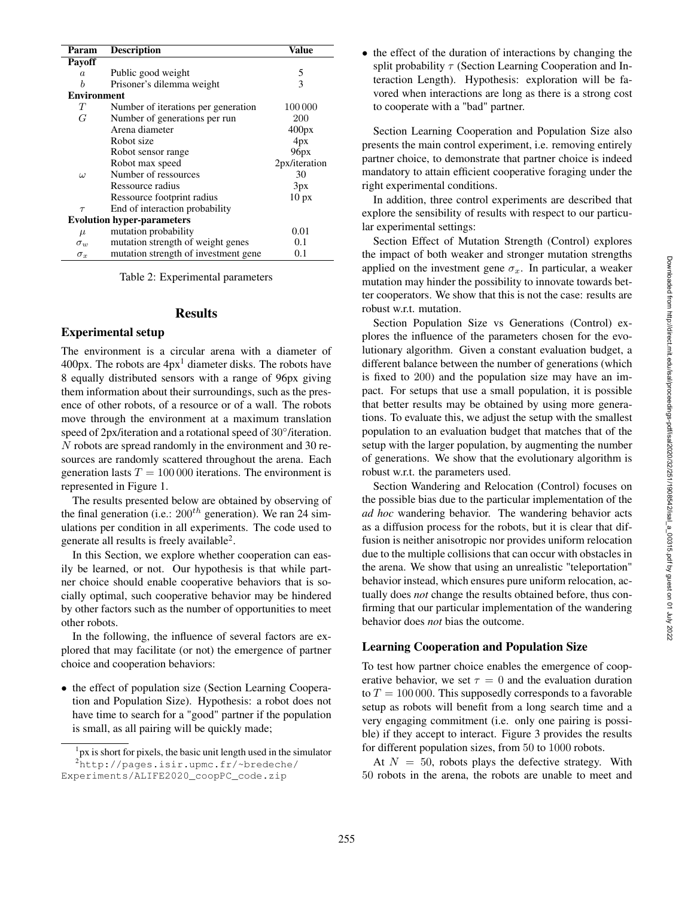| Param | Description | Value |
|---|---|---|
| **Payoff** | | |
| $a$ | Public good weight | 5 |
| $b$ | Prisoner's dilemma weight | 3 |
| **Environment** | | |
| $T$ | Number of iterations per generation | 100 000 |
| $G$ | Number of generations per run | 200 |
| | Arena diameter | 400px |
| | Robot size | 4px |
| | Robot sensor range | 96px |
| | Robot max speed | 2px/iteration |
| $\omega$ | Number of ressources | 30 |
| | Ressource radius | 3px |
| | Ressource footprint radius | 10 px |
| $\tau$ | End of interaction probability | |
| **Evolution hyper-parameters** | | |
| $\mu$ | mutation probability | 0.01 |
| $\sigma_w$ | mutation strength of weight genes | 0.1 |
| $\sigma_x$ | mutation strength of investment gene | 0.1 |

Table 2: Experimental parameters

## Results

### Experimental setup

The environment is a circular arena with a diameter of 400px. The robots are 4px[1] diameter disks. The robots have 8 equally distributed sensors with a range of 96px giving them information about their surroundings, such as the presence of other robots, of a resource or of a wall. The robots move through the environment at a maximum translation speed of 2px/iteration and a rotational speed of 30°/iteration. $N$ robots are spread randomly in the environment and 30 resources are randomly scattered throughout the arena. Each generation lasts $T = 100\,000$ iterations. The environment is represented in Figure 1.

The results presented below are obtained by observing of the final generation (i.e.: $200^{th}$ generation). We ran 24 simulations per condition in all experiments. The code used to generate all results is freely available[2].

In this Section, we explore whether cooperation can easily be learned, or not. Our hypothesis is that while partner choice should enable cooperative behaviors that is socially optimal, such cooperative behavior may be hindered by other factors such as the number of opportunities to meet other robots.

In the following, the influence of several factors are explored that may facilitate (or not) the emergence of partner choice and cooperation behaviors:

- the effect of population size (Section Learning Cooperation and Population Size). Hypothesis: a robot does not have time to search for a "good" partner if the population is small, as all pairing will be quickly made;
- the effect of the duration of interactions by changing the split probability $\tau$ (Section Learning Cooperation and Interaction Length). Hypothesis: exploration will be favored when interactions are long as there is a strong cost to cooperate with a "bad" partner.

Section Learning Cooperation and Population Size also presents the main control experiment, i.e. removing entirely partner choice, to demonstrate that partner choice is indeed mandatory to attain efficient cooperative foraging under the right experimental conditions.

In addition, three control experiments are described that explore the sensibility of results with respect to our particular experimental settings:

Section Effect of Mutation Strength (Control) explores the impact of both weaker and stronger mutation strengths applied on the investment gene $\sigma_x$. In particular, a weaker mutation may hinder the possibility to innovate towards better cooperators. We show that this is not the case: results are robust w.r.t. mutation.

Section Population Size vs Generations (Control) explores the influence of the parameters chosen for the evolutionary algorithm. Given a constant evaluation budget, a different balance between the number of generations (which is fixed to 200) and the population size may have an impact. For setups that use a small population, it is possible that better results may be obtained by using more generations. To evaluate this, we adjust the setup with the smallest population to an evaluation budget that matches that of the setup with the larger population, by augmenting the number of generations. We show that the evolutionary algorithm is robust w.r.t. the parameters used.

Section Wandering and Relocation (Control) focuses on the possible bias due to the particular implementation of the *ad hoc* wandering behavior. The wandering behavior acts as a diffusion process for the robots, but it is clear that diffusion is neither anisotropic nor provides uniform relocation due to the multiple collisions that can occur with obstacles in the arena. We show that using an unrealistic "teleportation" behavior instead, which ensures pure uniform relocation, actually does *not* change the results obtained before, thus confirming that our particular implementation of the wandering behavior does *not* bias the outcome.

### Learning Cooperation and Population Size

To test how partner choice enables the emergence of cooperative behavior, we set $\tau = 0$ and the evaluation duration to $T = 100\,000$. This supposedly corresponds to a favorable setup as robots will benefit from a long search time and a very engaging commitment (i.e. only one pairing is possible) if they accept to interact. Figure 3 provides the results for different population sizes, from 50 to 1000 robots.

At $N = 50$, robots plays the defective strategy. With 50 robots in the arena, the robots are unable to meet and

[1] px is short for pixels, the basic unit length used in the simulator

[2] http://pages.isir.upmc.fr/~bredeche/Experiments/ALIFE2020_coopPC_code.zip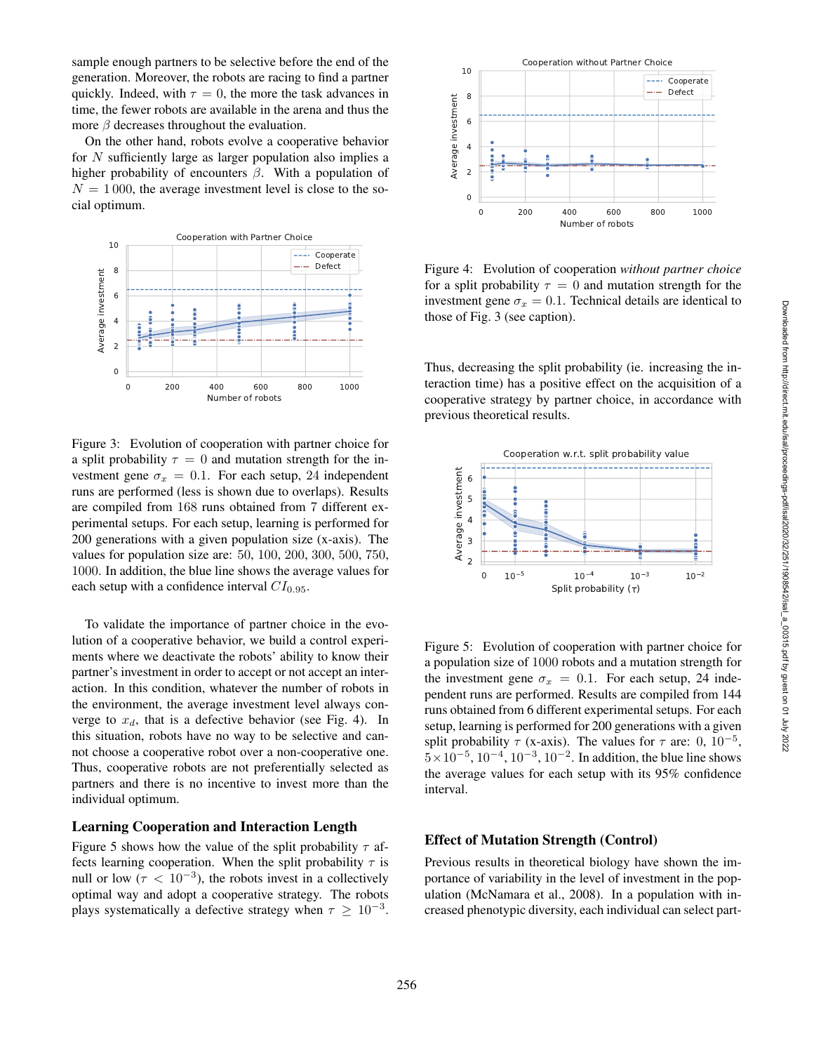sample enough partners to be selective before the end of the generation. Moreover, the robots are racing to find a partner quickly. Indeed, with $\tau = 0$, the more the task advances in time, the fewer robots are available in the arena and thus the more $\beta$ decreases throughout the evaluation.

On the other hand, robots evolve a cooperative behavior for $N$ sufficiently large as larger population also implies a higher probability of encounters $\beta$. With a population of $N = 1\,000$, the average investment level is close to the social optimum.

Figure 3: Evolution of cooperation with partner choice for a split probability $\tau = 0$ and mutation strength for the investment gene $\sigma_x = 0.1$. For each setup, 24 independent runs are performed (less is shown due to overlaps). Results are compiled from 168 runs obtained from 7 different experimental setups. For each setup, learning is performed for 200 generations with a given population size (x-axis). The values for population size are: 50, 100, 200, 300, 500, 750, 1000. In addition, the blue line shows the average values for each setup with a confidence interval $CI_{0.95}$.

To validate the importance of partner choice in the evolution of a cooperative behavior, we build a control experiments where we deactivate the robots' ability to know their partner's investment in order to accept or not accept an interaction. In this condition, whatever the number of robots in the environment, the average investment level always converge to $x_d$, that is a defective behavior (see Fig. 4). In this situation, robots have no way to be selective and cannot choose a cooperative robot over a non-cooperative one. Thus, cooperative robots are not preferentially selected as partners and there is no incentive to invest more than the individual optimum.

## Learning Cooperation and Interaction Length

Figure 5 shows how the value of the split probability $\tau$ affects learning cooperation. When the split probability $\tau$ is null or low ($\tau < 10^{-3}$), the robots invest in a collectively optimal way and adopt a cooperative strategy. The robots plays systematically a defective strategy when $\tau \geq 10^{-3}$.

Figure 4: Evolution of cooperation *without partner choice* for a split probability $\tau = 0$ and mutation strength for the investment gene $\sigma_x = 0.1$. Technical details are identical to those of Fig. 3 (see caption).

Thus, decreasing the split probability (ie. increasing the interaction time) has a positive effect on the acquisition of a cooperative strategy by partner choice, in accordance with previous theoretical results.

Figure 5: Evolution of cooperation with partner choice for a population size of 1000 robots and a mutation strength for the investment gene $\sigma_x = 0.1$. For each setup, 24 independent runs are performed. Results are compiled from 144 runs obtained from 6 different experimental setups. For each setup, learning is performed for 200 generations with a given split probability $\tau$ (x-axis). The values for $\tau$ are: 0, $10^{-5}$, $5 \times 10^{-5}$, $10^{-4}$, $10^{-3}$, $10^{-2}$. In addition, the blue line shows the average values for each setup with its 95% confidence interval.

## Effect of Mutation Strength (Control)

Previous results in theoretical biology have shown the importance of variability in the level of investment in the population (McNamara et al., 2008). In a population with increased phenotypic diversity, each individual can select part-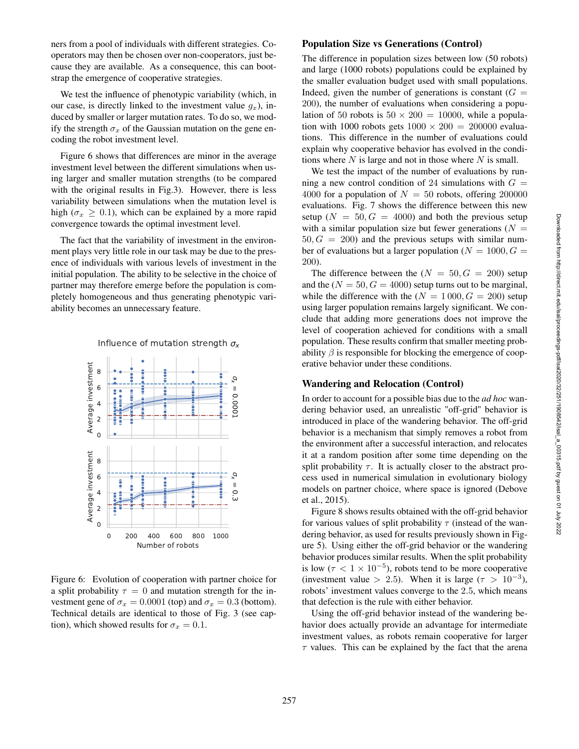ners from a pool of individuals with different strategies. Cooperators may then be chosen over non-cooperators, just because they are available. As a consequence, this can bootstrap the emergence of cooperative strategies.

We test the influence of phenotypic variability (which, in our case, is directly linked to the investment value $g_x$), induced by smaller or larger mutation rates. To do so, we modify the strength $\sigma_x$ of the Gaussian mutation on the gene encoding the robot investment level.

Figure 6 shows that differences are minor in the average investment level between the different simulations when using larger and smaller mutation strengths (to be compared with the original results in Fig.3). However, there is less variability between simulations when the mutation level is high ($\sigma_x \geq 0.1$), which can be explained by a more rapid convergence towards the optimal investment level.

The fact that the variability of investment in the environment plays very little role in our task may be due to the presence of individuals with various levels of investment in the initial population. The ability to be selective in the choice of partner may therefore emerge before the population is completely homogeneous and thus generating phenotypic variability becomes an unnecessary feature.

Figure 6: Evolution of cooperation with partner choice for a split probability $\tau = 0$ and mutation strength for the investment gene of $\sigma_x = 0.0001$ (top) and $\sigma_x = 0.3$ (bottom). Technical details are identical to those of Fig. 3 (see caption), which showed results for $\sigma_x = 0.1$.

## Population Size vs Generations (Control)

The difference in population sizes between low (50 robots) and large (1000 robots) populations could be explained by the smaller evaluation budget used with small populations. Indeed, given the number of generations is constant ($G = 200$), the number of evaluations when considering a population of 50 robots is $50 \times 200 = 10000$, while a population with 1000 robots gets $1000 \times 200 = 200000$ evaluations. This difference in the number of evaluations could explain why cooperative behavior has evolved in the conditions where $N$ is large and not in those where $N$ is small.

We test the impact of the number of evaluations by running a new control condition of 24 simulations with $G = 4000$ for a population of $N = 50$ robots, offering 200000 evaluations. Fig. 7 shows the difference between this new setup ($N = 50, G = 4000$) and both the previous setup with a similar population size but fewer generations ($N = 50, G = 200$) and the previous setups with similar number of evaluations but a larger population ($N = 1000, G = 200$).

The difference between the ($N = 50, G = 200$) setup and the ($N = 50, G = 4000$) setup turns out to be marginal, while the difference with the ($N = 1\,000, G = 200$) setup using larger population remains largely significant. We conclude that adding more generations does not improve the level of cooperation achieved for conditions with a small population. These results confirm that smaller meeting probability $\beta$ is responsible for blocking the emergence of cooperative behavior under these conditions.

## Wandering and Relocation (Control)

In order to account for a possible bias due to the *ad hoc* wandering behavior used, an unrealistic "off-grid" behavior is introduced in place of the wandering behavior. The off-grid behavior is a mechanism that simply removes a robot from the environment after a successful interaction, and relocates it at a random position after some time depending on the split probability $\tau$. It is actually closer to the abstract process used in numerical simulation in evolutionary biology models on partner choice, where space is ignored (Debove et al., 2015).

Figure 8 shows results obtained with the off-grid behavior for various values of split probability $\tau$ (instead of the wandering behavior, as used for results previously shown in Figure 5). Using either the off-grid behavior or the wandering behavior produces similar results. When the split probability is low ($\tau < 1 \times 10^{-5}$), robots tend to be more cooperative (investment value $> 2.5$). When it is large ($\tau > 10^{-3}$), robots' investment values converge to the 2.5, which means that defection is the rule with either behavior.

Using the off-grid behavior instead of the wandering behavior does actually provide an advantage for intermediate investment values, as robots remain cooperative for larger $\tau$ values. This can be explained by the fact that the arena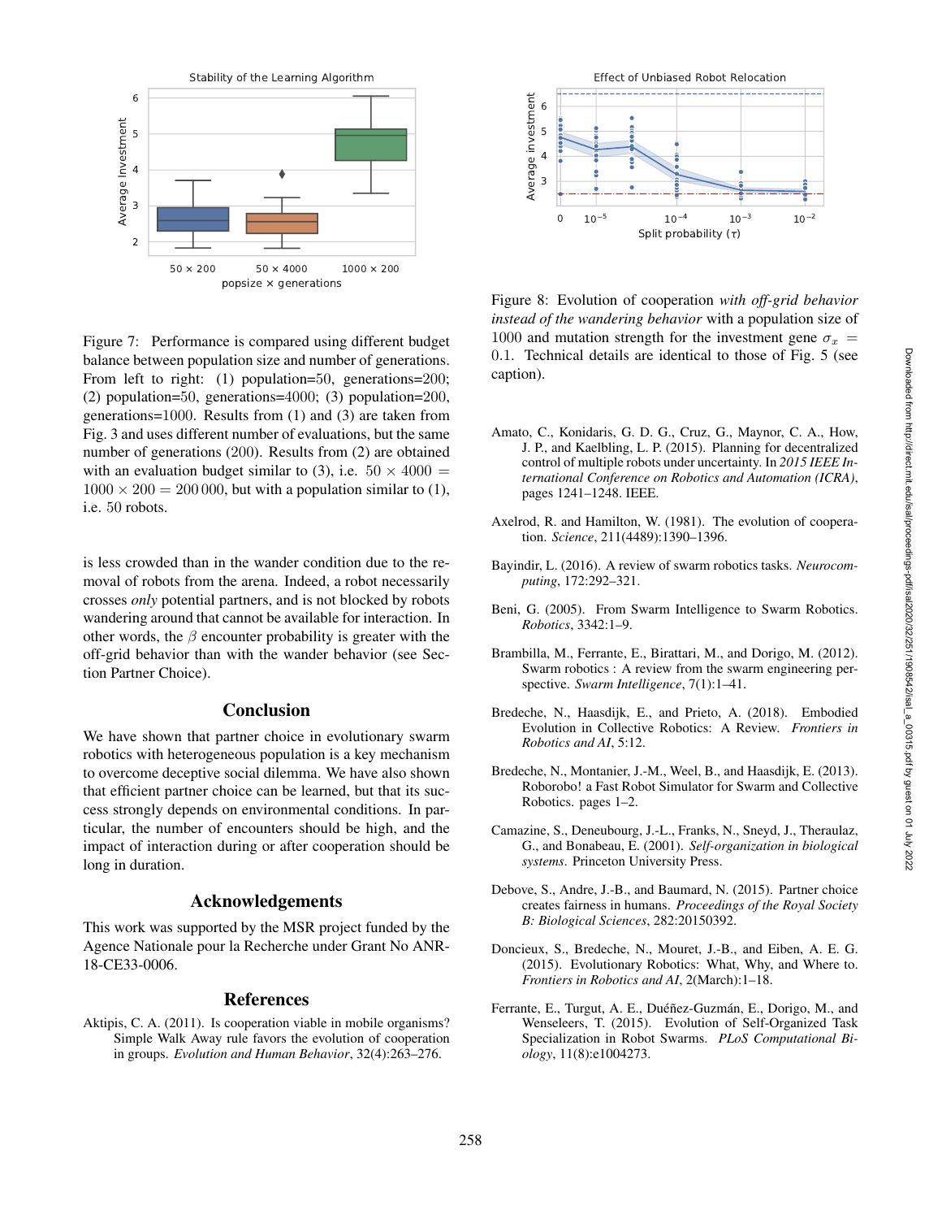Figure 7: Performance is compared using different budget balance between population size and number of generations. From left to right: (1) population=50, generations=200; (2) population=50, generations=4000; (3) population=200, generations=1000. Results from (1) and (3) are taken from Fig. 3 and uses different number of evaluations, but the same number of generations (200). Results from (2) are obtained with an evaluation budget similar to (3), i.e. $50 \times 4000 = 1000 \times 200 = 200\,000$, but with a population similar to (1), i.e. 50 robots.

is less crowded than in the wander condition due to the removal of robots from the arena. Indeed, a robot necessarily crosses *only* potential partners, and is not blocked by robots wandering around that cannot be available for interaction. In other words, the $\beta$ encounter probability is greater with the off-grid behavior than with the wander behavior (see Section Partner Choice).

Figure 8: Evolution of cooperation *with off-grid behavior instead of the wandering behavior* with a population size of 1000 and mutation strength for the investment gene $\sigma_x = 0.1$. Technical details are identical to those of Fig. 5 (see caption).

## Conclusion

We have shown that partner choice in evolutionary swarm robotics with heterogeneous population is a key mechanism to overcome deceptive social dilemma. We have also shown that efficient partner choice can be learned, but that its success strongly depends on environmental conditions. In particular, the number of encounters should be high, and the impact of interaction during or after cooperation should be long in duration.

## Acknowledgements

This work was supported by the MSR project funded by the Agence Nationale pour la Recherche under Grant No ANR-18-CE33-0006.

## References

Aktipis, C. A. (2011). Is cooperation viable in mobile organisms? Simple Walk Away rule favors the evolution of cooperation in groups. *Evolution and Human Behavior*, 32(4):263–276.

Amato, C., Konidaris, G. D. G., Cruz, G., Maynor, C. A., How, J. P., and Kaelbling, L. P. (2015). Planning for decentralized control of multiple robots under uncertainty. In *2015 IEEE International Conference on Robotics and Automation (ICRA)*, pages 1241–1248. IEEE.

Axelrod, R. and Hamilton, W. (1981). The evolution of cooperation. *Science*, 211(4489):1390–1396.

Bayindir, L. (2016). A review of swarm robotics tasks. *Neurocomputing*, 172:292–321.

Beni, G. (2005). From Swarm Intelligence to Swarm Robotics. *Robotics*, 3342:1–9.

Brambilla, M., Ferrante, E., Birattari, M., and Dorigo, M. (2012). Swarm robotics : A review from the swarm engineering perspective. *Swarm Intelligence*, 7(1):1–41.

Bredeche, N., Haasdijk, E., and Prieto, A. (2018). Embodied Evolution in Collective Robotics: A Review. *Frontiers in Robotics and AI*, 5:12.

Bredeche, N., Montanier, J.-M., Weel, B., and Haasdijk, E. (2013). Roborobo! a Fast Robot Simulator for Swarm and Collective Robotics. pages 1–2.

Camazine, S., Deneubourg, J.-L., Franks, N., Sneyd, J., Theraulaz, G., and Bonabeau, E. (2001). *Self-organization in biological systems*. Princeton University Press.

Debove, S., Andre, J.-B., and Baumard, N. (2015). Partner choice creates fairness in humans. *Proceedings of the Royal Society B: Biological Sciences*, 282:20150392.

Doncieux, S., Bredeche, N., Mouret, J.-B., and Eiben, A. E. G. (2015). Evolutionary Robotics: What, Why, and Where to. *Frontiers in Robotics and AI*, 2(March):1–18.

Ferrante, E., Turgut, A. E., Duéñez-Guzmán, E., Dorigo, M., and Wenseleers, T. (2015). Evolution of Self-Organized Task Specialization in Robot Swarms. *PLoS Computational Biology*, 11(8):e1004273.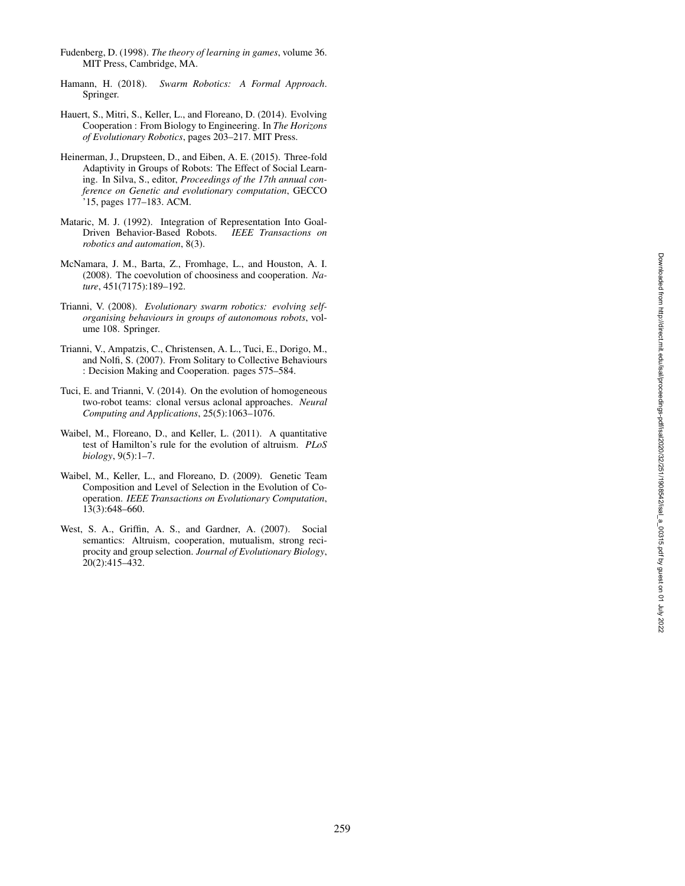Fudenberg, D. (1998). *The theory of learning in games*, volume 36. MIT Press, Cambridge, MA.

Hamann, H. (2018). *Swarm Robotics: A Formal Approach*. Springer.

Hauert, S., Mitri, S., Keller, L., and Floreano, D. (2014). Evolving Cooperation : From Biology to Engineering. In *The Horizons of Evolutionary Robotics*, pages 203–217. MIT Press.

Heinerman, J., Drupsteen, D., and Eiben, A. E. (2015). Three-fold Adaptivity in Groups of Robots: The Effect of Social Learning. In Silva, S., editor, *Proceedings of the 17th annual conference on Genetic and evolutionary computation*, GECCO '15, pages 177–183. ACM.

Mataric, M. J. (1992). Integration of Representation Into Goal-Driven Behavior-Based Robots. *IEEE Transactions on robotics and automation*, 8(3).

McNamara, J. M., Barta, Z., Fromhage, L., and Houston, A. I. (2008). The coevolution of choosiness and cooperation. *Nature*, 451(7175):189–192.

Trianni, V. (2008). *Evolutionary swarm robotics: evolving self-organising behaviours in groups of autonomous robots*, volume 108. Springer.

Trianni, V., Ampatzis, C., Christensen, A. L., Tuci, E., Dorigo, M., and Nolfi, S. (2007). From Solitary to Collective Behaviours : Decision Making and Cooperation. pages 575–584.

Tuci, E. and Trianni, V. (2014). On the evolution of homogeneous two-robot teams: clonal versus aclonal approaches. *Neural Computing and Applications*, 25(5):1063–1076.

Waibel, M., Floreano, D., and Keller, L. (2011). A quantitative test of Hamilton's rule for the evolution of altruism. *PLoS biology*, 9(5):1–7.

Waibel, M., Keller, L., and Floreano, D. (2009). Genetic Team Composition and Level of Selection in the Evolution of Cooperation. *IEEE Transactions on Evolutionary Computation*, 13(3):648–660.

West, S. A., Griffin, A. S., and Gardner, A. (2007). Social semantics: Altruism, cooperation, mutualism, strong reciprocity and group selection. *Journal of Evolutionary Biology*, 20(2):415–432.